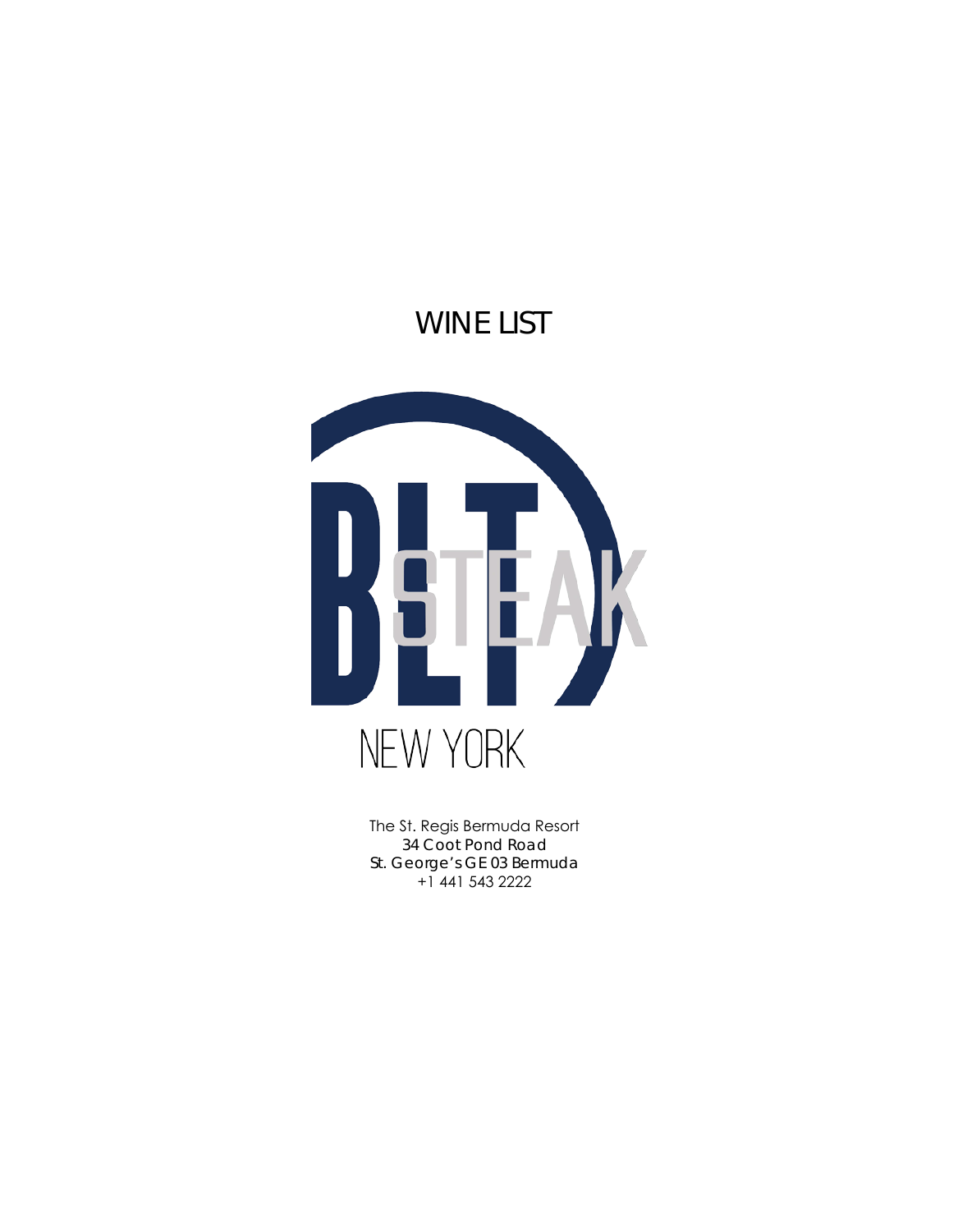# WINE LIST

BLT STEAK

NEW YORK

The St. Regis Bermuda Resort
34 Coot Pond Road
St. George's GE 03 Bermuda
+1 441 543 2222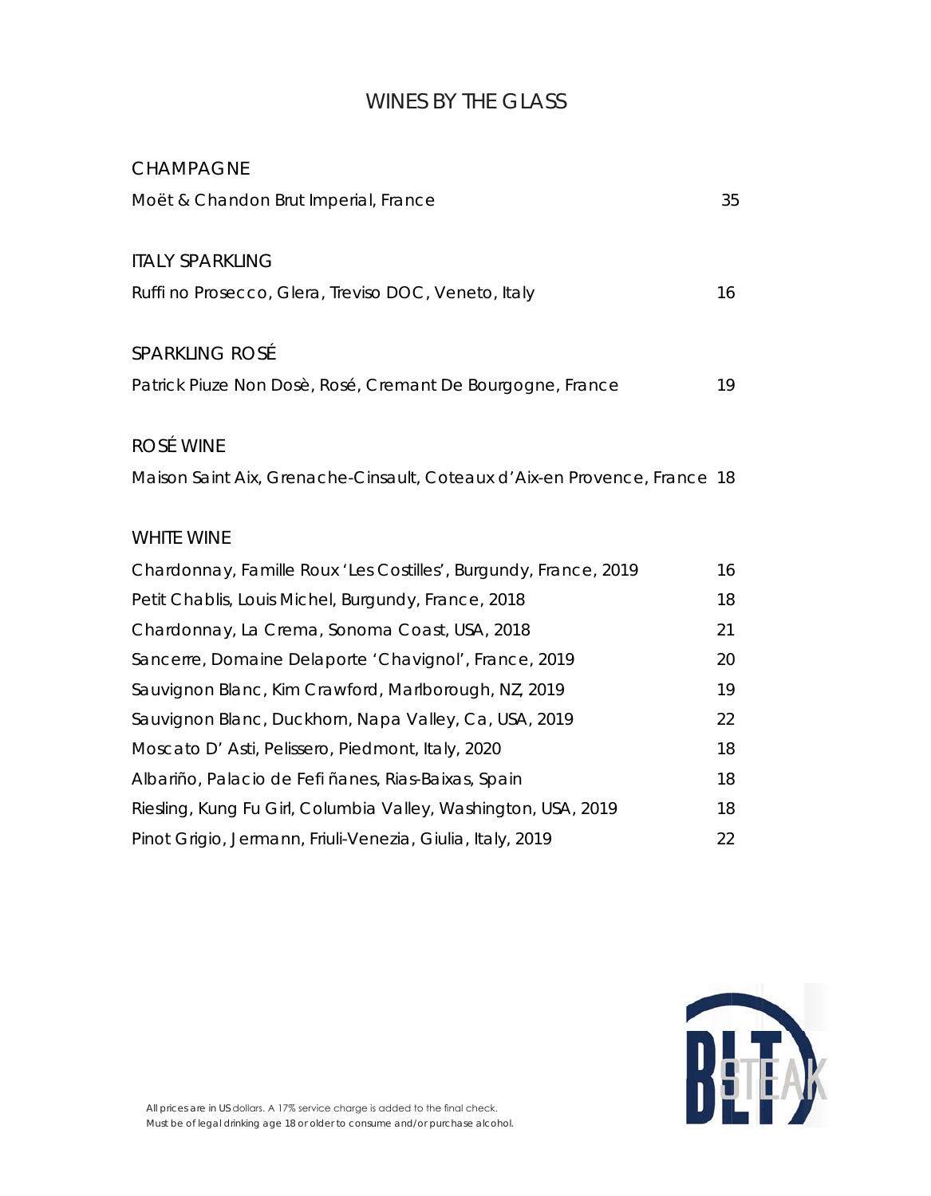# WINES BY THE GLASS

## CHAMPAGNE

Moët & Chandon Brut Imperial, France 35

## ITALY SPARKLING

Ruffi no Prosecco, Glera, Treviso DOC, Veneto, Italy 16

## SPARKLING ROSÉ

Patrick Piuze Non Dosè, Rosé, Cremant De Bourgogne, France 19

## ROSÉ WINE

Maison Saint Aix, Grenache-Cinsault, Coteaux d'Aix-en Provence, France 18

## WHITE WINE

Chardonnay, Famille Roux 'Les Costilles', Burgundy, France, 2019 16

Petit Chablis, Louis Michel, Burgundy, France, 2018 18

Chardonnay, La Crema, Sonoma Coast, USA, 2018 21

Sancerre, Domaine Delaporte 'Chavignol', France, 2019 20

Sauvignon Blanc, Kim Crawford, Marlborough, NZ, 2019 19

Sauvignon Blanc, Duckhorn, Napa Valley, Ca, USA, 2019 22

Moscato D' Asti, Pelissero, Piedmont, Italy, 2020 18

Albariño, Palacio de Fefi ñanes, Rias-Baixas, Spain 18

Riesling, Kung Fu Girl, Columbia Valley, Washington, USA, 2019 18

Pinot Grigio, Jermann, Friuli-Venezia, Giulia, Italy, 2019 22

All prices are in US dollars. A 17% service charge is added to the final check.
Must be of legal drinking age 18 or older to consume and/or purchase alcohol.

BLT STEAK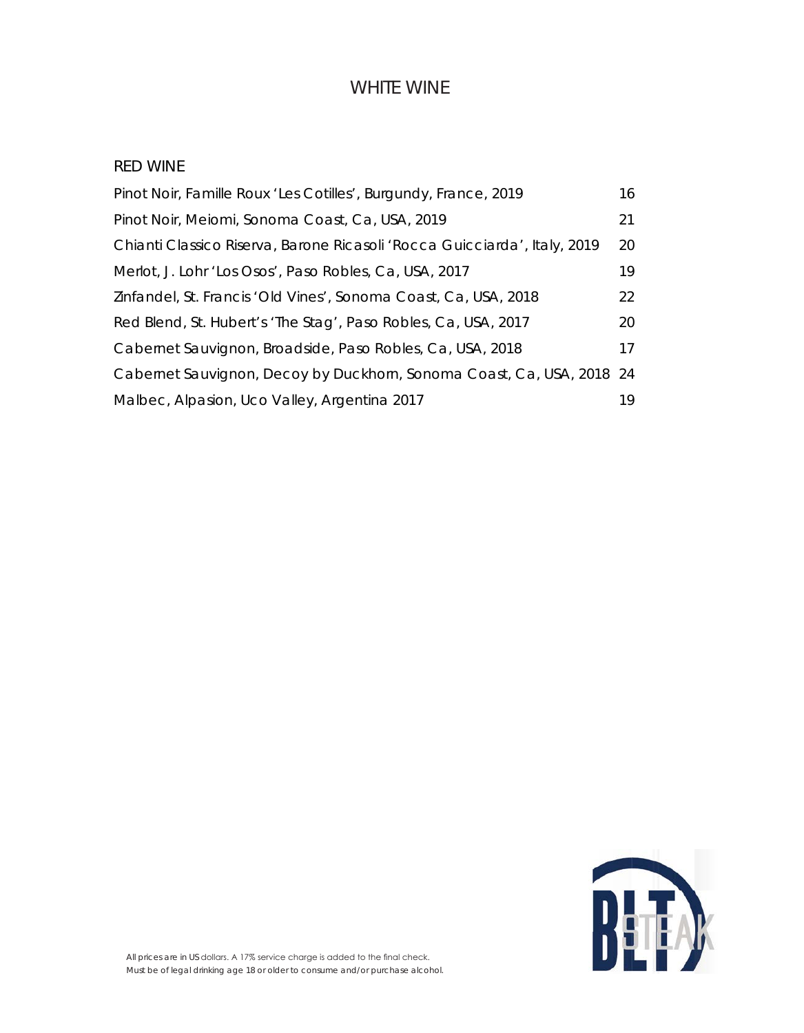# WHITE WINE

## RED WINE

| | |
|---|---|
| Pinot Noir, Famille Roux 'Les Cotilles', Burgundy, France, 2019 | 16 |
| Pinot Noir, Meiomi, Sonoma Coast, Ca, USA, 2019 | 21 |
| Chianti Classico Riserva, Barone Ricasoli 'Rocca Guicciarda', Italy, 2019 | 20 |
| Merlot, J. Lohr 'Los Osos', Paso Robles, Ca, USA, 2017 | 19 |
| Zinfandel, St. Francis 'Old Vines', Sonoma Coast, Ca, USA, 2018 | 22 |
| Red Blend, St. Hubert's 'The Stag', Paso Robles, Ca, USA, 2017 | 20 |
| Cabernet Sauvignon, Broadside, Paso Robles, Ca, USA, 2018 | 17 |
| Cabernet Sauvignon, Decoy by Duckhorn, Sonoma Coast, Ca, USA, 2018 | 24 |
| Malbec, Alpasion, Uco Valley, Argentina 2017 | 19 |

All prices are in US dollars. A 17% service charge is added to the final check.
Must be of legal drinking age 18 or older to consume and/or purchase alcohol.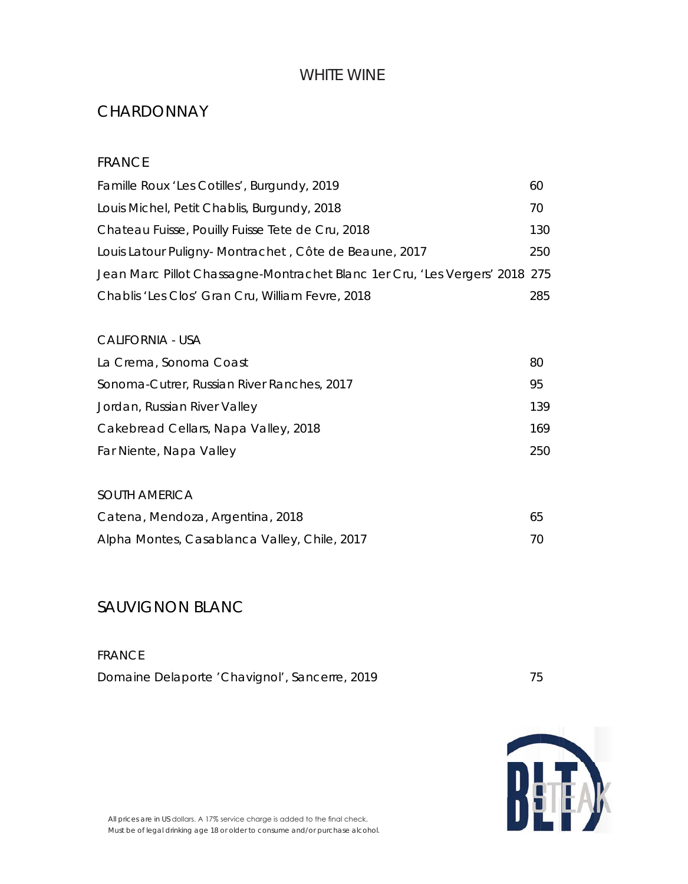# WHITE WINE

## CHARDONNAY

### FRANCE

| | |
|---|---|
| Famille Roux 'Les Cotilles', Burgundy, 2019 | 60 |
| Louis Michel, Petit Chablis, Burgundy, 2018 | 70 |
| Chateau Fuisse, Pouilly Fuisse Tete de Cru, 2018 | 130 |
| Louis Latour Puligny- Montrachet , Côte de Beaune, 2017 | 250 |
| Jean Marc Pillot Chassagne-Montrachet Blanc 1er Cru, 'Les Vergers' 2018 | 275 |
| Chablis 'Les Clos' Gran Cru, William Fevre, 2018 | 285 |

### CALIFORNIA - USA

| | |
|---|---|
| La Crema, Sonoma Coast | 80 |
| Sonoma-Cutrer, Russian River Ranches, 2017 | 95 |
| Jordan, Russian River Valley | 139 |
| Cakebread Cellars, Napa Valley, 2018 | 169 |
| Far Niente, Napa Valley | 250 |

### SOUTH AMERICA

| | |
|---|---|
| Catena, Mendoza, Argentina, 2018 | 65 |
| Alpha Montes, Casablanca Valley, Chile, 2017 | 70 |

## SAUVIGNON BLANC

### FRANCE

| | |
|---|---|
| Domaine Delaporte 'Chavignol', Sancerre, 2019 | 75 |

All prices are in US dollars. A 17% service charge is added to the final check.
Must be of legal drinking age 18 or older to consume and/or purchase alcohol.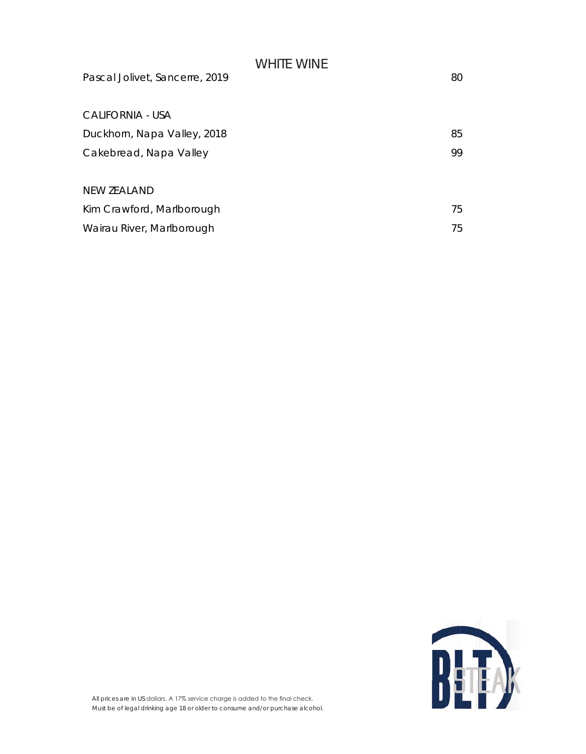# WHITE WINE

| | |
|---|---|
| Pascal Jolivet, Sancerre, 2019 | 80 |

## CALIFORNIA - USA

| | |
|---|---|
| Duckhorn, Napa Valley, 2018 | 85 |
| Cakebread, Napa Valley | 99 |

## NEW ZEALAND

| | |
|---|---|
| Kim Crawford, Marlborough | 75 |
| Wairau River, Marlborough | 75 |

*All prices are in US dollars. A 17% service charge is added to the final check.*
*Must be of legal drinking age 18 or older to consume and/or purchase alcohol.*

BLT STEAK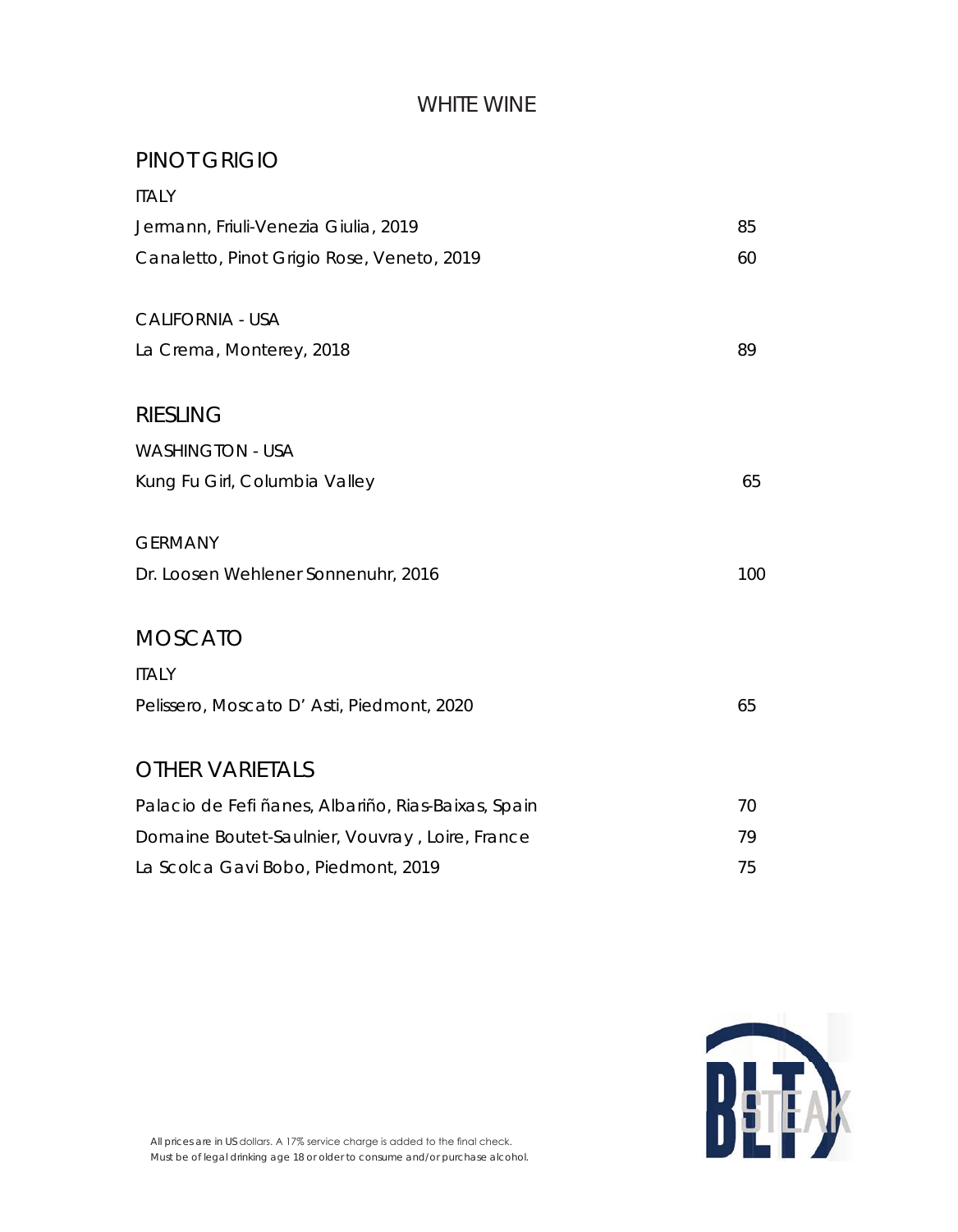# WHITE WINE

## PINOT GRIGIO

ITALY

| | |
|---|---|
| Jermann, Friuli-Venezia Giulia, 2019 | 85 |
| Canaletto, Pinot Grigio Rose, Veneto, 2019 | 60 |

CALIFORNIA - USA

| | |
|---|---|
| La Crema, Monterey, 2018 | 89 |

## RIESLING

WASHINGTON - USA

| | |
|---|---|
| Kung Fu Girl, Columbia Valley | 65 |

GERMANY

| | |
|---|---|
| Dr. Loosen Wehlener Sonnenuhr, 2016 | 100 |

## MOSCATO

ITALY

| | |
|---|---|
| Pelissero, Moscato D' Asti, Piedmont, 2020 | 65 |

## OTHER VARIETALS

| | |
|---|---|
| Palacio de Fefi ñanes, Albariño, Rias-Baixas, Spain | 70 |
| Domaine Boutet-Saulnier, Vouvray , Loire, France | 79 |
| La Scolca Gavi Bobo, Piedmont, 2019 | 75 |

All prices are in US dollars. A 17% service charge is added to the final check.
Must be of legal drinking age 18 or older to consume and/or purchase alcohol.

BLT STEAK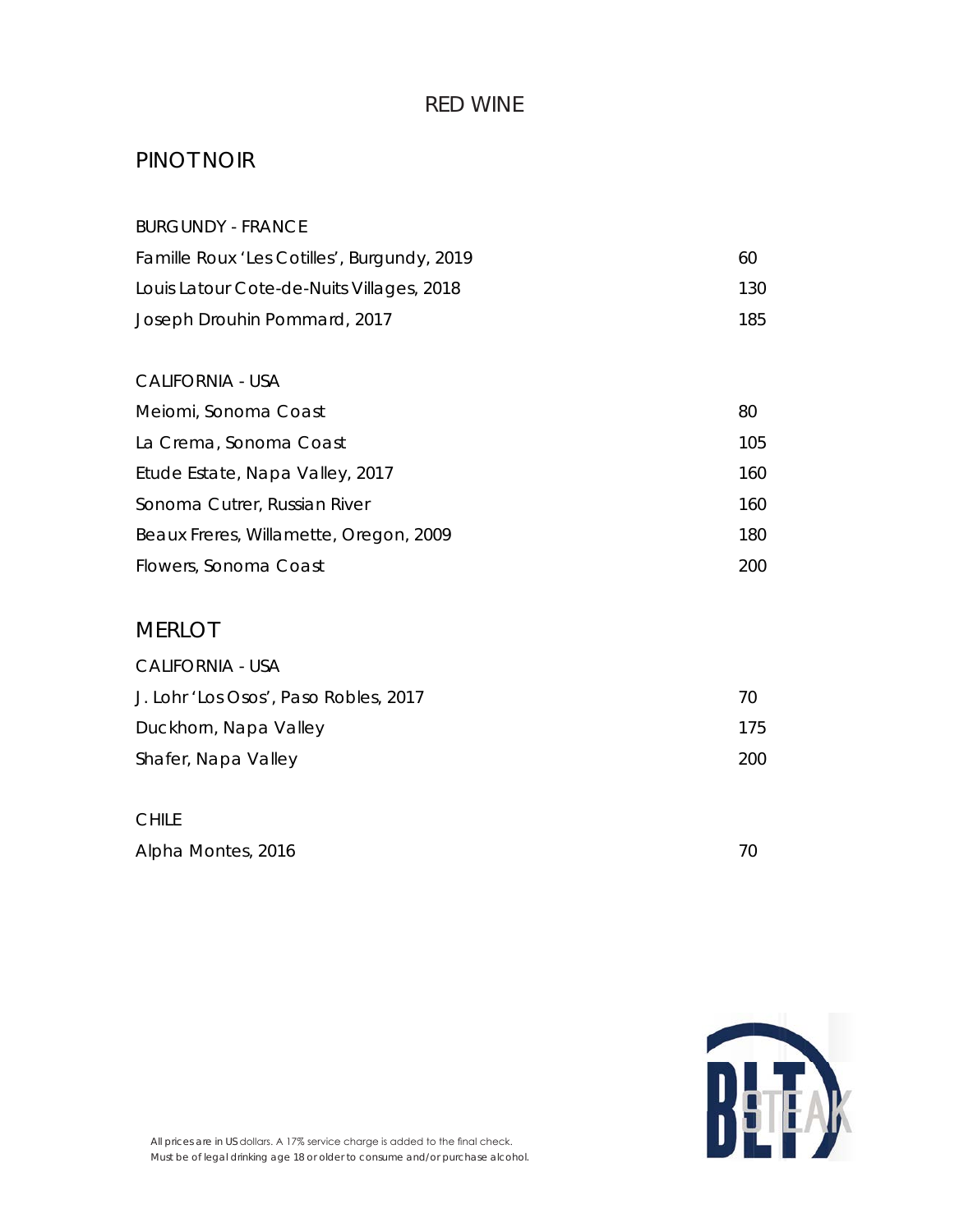# RED WINE

## PINOT NOIR

### BURGUNDY - FRANCE

| | |
|---|---|
| Famille Roux 'Les Cotilles', Burgundy, 2019 | 60 |
| Louis Latour Cote-de-Nuits Villages, 2018 | 130 |
| Joseph Drouhin Pommard, 2017 | 185 |

### CALIFORNIA - USA

| | |
|---|---|
| Meiomi, Sonoma Coast | 80 |
| La Crema, Sonoma Coast | 105 |
| Etude Estate, Napa Valley, 2017 | 160 |
| Sonoma Cutrer, Russian River | 160 |
| Beaux Freres, Willamette, Oregon, 2009 | 180 |
| Flowers, Sonoma Coast | 200 |

## MERLOT

### CALIFORNIA - USA

| | |
|---|---|
| J. Lohr 'Los Osos', Paso Robles, 2017 | 70 |
| Duckhorn, Napa Valley | 175 |
| Shafer, Napa Valley | 200 |

### CHILE

| | |
|---|---|
| Alpha Montes, 2016 | 70 |

*All prices are in US dollars. A 17% service charge is added to the final check.*
*Must be of legal drinking age 18 or older to consume and/or purchase alcohol.*

BLT STEAK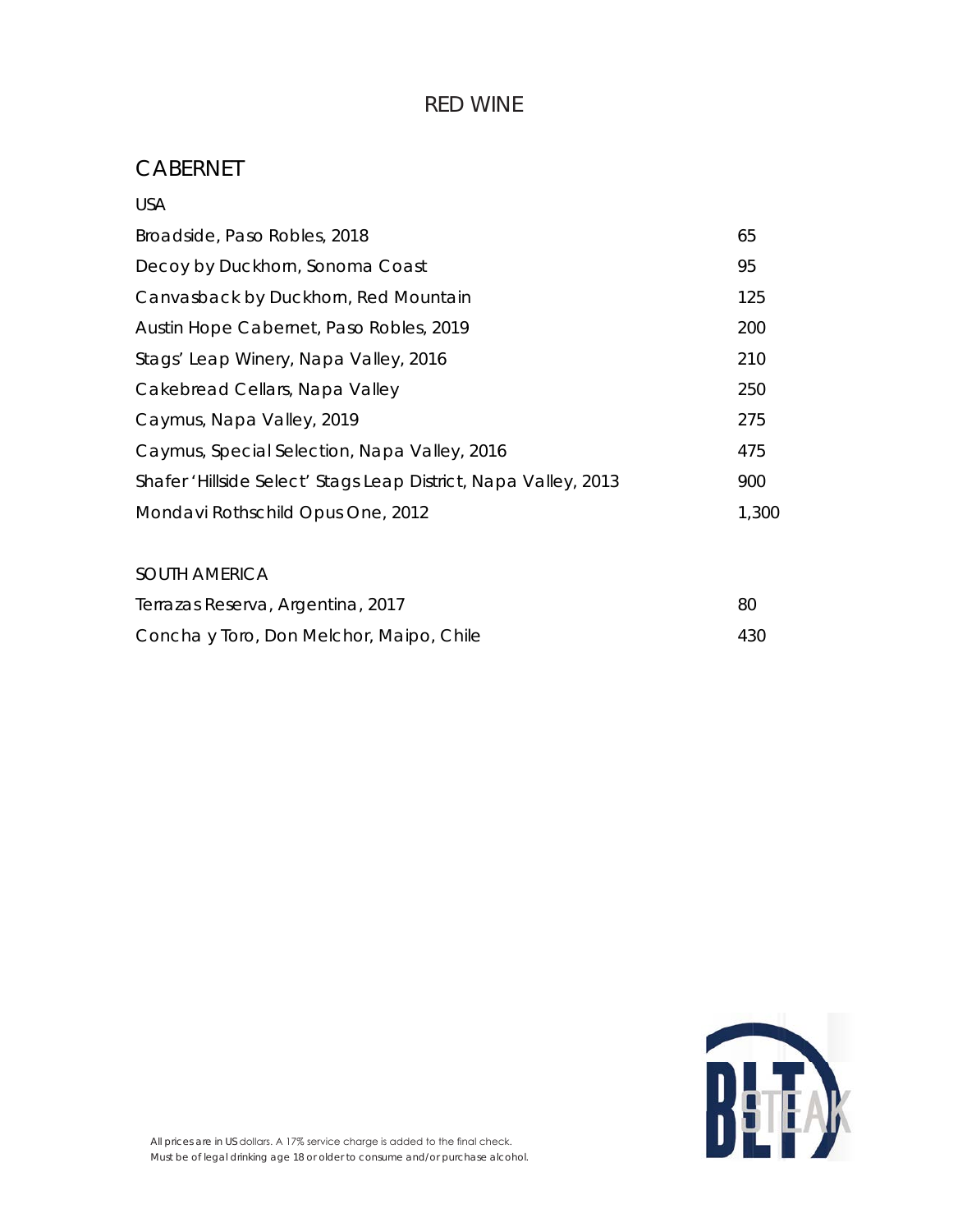# RED WINE

## CABERNET

### USA

| | |
|---|---|
| Broadside, Paso Robles, 2018 | 65 |
| Decoy by Duckhorn, Sonoma Coast | 95 |
| Canvasback by Duckhorn, Red Mountain | 125 |
| Austin Hope Cabernet, Paso Robles, 2019 | 200 |
| Stags' Leap Winery, Napa Valley, 2016 | 210 |
| Cakebread Cellars, Napa Valley | 250 |
| Caymus, Napa Valley, 2019 | 275 |
| Caymus, Special Selection, Napa Valley, 2016 | 475 |
| Shafer 'Hillside Select' Stags Leap District, Napa Valley, 2013 | 900 |
| Mondavi Rothschild Opus One, 2012 | 1,300 |

### SOUTH AMERICA

| | |
|---|---|
| Terrazas Reserva, Argentina, 2017 | 80 |
| Concha y Toro, Don Melchor, Maipo, Chile | 430 |

All prices are in US dollars. A 17% service charge is added to the final check.
Must be of legal drinking age 18 or older to consume and/or purchase alcohol.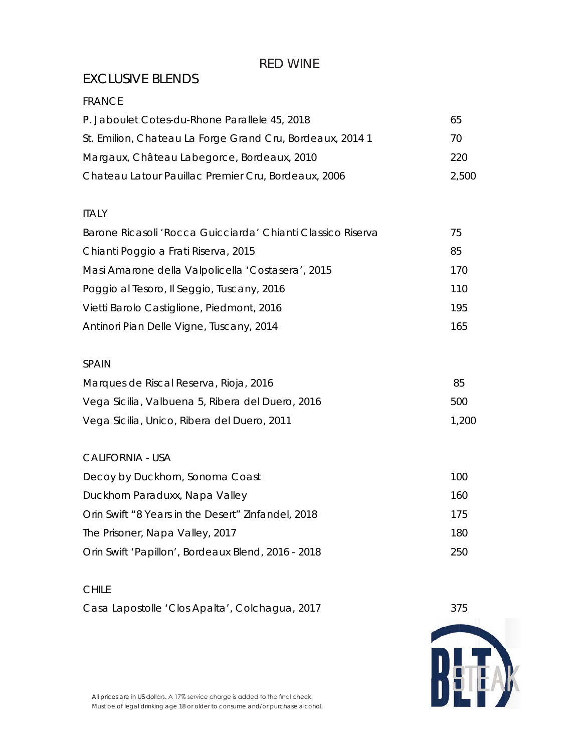# RED WINE

## EXCLUSIVE BLENDS

### FRANCE

| | |
|---|---|
| P. Jaboulet Cotes-du-Rhone Parallele 45, 2018 | 65 |
| St. Emilion, Chateau La Forge Grand Cru, Bordeaux, 2014 1 | 70 |
| Margaux, Château Labegorce, Bordeaux, 2010 | 220 |
| Chateau Latour Pauillac Premier Cru, Bordeaux, 2006 | 2,500 |

### ITALY

| | |
|---|---|
| Barone Ricasoli 'Rocca Guicciarda' Chianti Classico Riserva | 75 |
| Chianti Poggio a Frati Riserva, 2015 | 85 |
| Masi Amarone della Valpolicella 'Costasera', 2015 | 170 |
| Poggio al Tesoro, Il Seggio, Tuscany, 2016 | 110 |
| Vietti Barolo Castiglione, Piedmont, 2016 | 195 |
| Antinori Pian Delle Vigne, Tuscany, 2014 | 165 |

### SPAIN

| | |
|---|---|
| Marques de Riscal Reserva, Rioja, 2016 | 85 |
| Vega Sicilia, Valbuena 5, Ribera del Duero, 2016 | 500 |
| Vega Sicilia, Unico, Ribera del Duero, 2011 | 1,200 |

### CALIFORNIA - USA

| | |
|---|---|
| Decoy by Duckhorn, Sonoma Coast | 100 |
| Duckhorn Paraduxx, Napa Valley | 160 |
| Orin Swift "8 Years in the Desert" Zinfandel, 2018 | 175 |
| The Prisoner, Napa Valley, 2017 | 180 |
| Orin Swift 'Papillon', Bordeaux Blend, 2016 - 2018 | 250 |

### CHILE

| | |
|---|---|
| Casa Lapostolle 'Clos Apalta', Colchagua, 2017 | 375 |

All prices are in US dollars. A 17% service charge is added to the final check.
Must be of legal drinking age 18 or older to consume and/or purchase alcohol.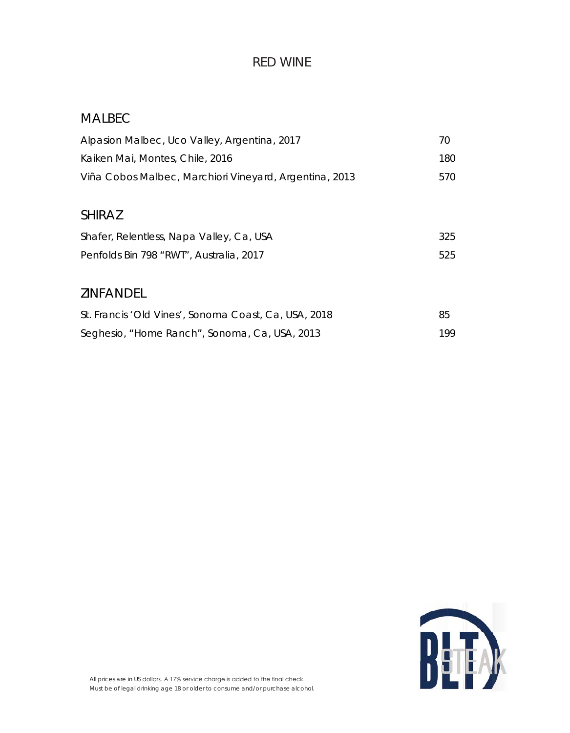# RED WINE

## MALBEC

| | |
|---|---|
| Alpasion Malbec, Uco Valley, Argentina, 2017 | 70 |
| Kaiken Mai, Montes, Chile, 2016 | 180 |
| Viña Cobos Malbec, Marchiori Vineyard, Argentina, 2013 | 570 |

## SHIRAZ

| | |
|---|---|
| Shafer, Relentless, Napa Valley, Ca, USA | 325 |
| Penfolds Bin 798 "RWT", Australia, 2017 | 525 |

## ZINFANDEL

| | |
|---|---|
| St. Francis 'Old Vines', Sonoma Coast, Ca, USA, 2018 | 85 |
| Seghesio, "Home Ranch", Sonoma, Ca, USA, 2013 | 199 |

All prices are in US dollars. A 17% service charge is added to the final check.
Must be of legal drinking age 18 or older to consume and/or purchase alcohol.

BLT STEAK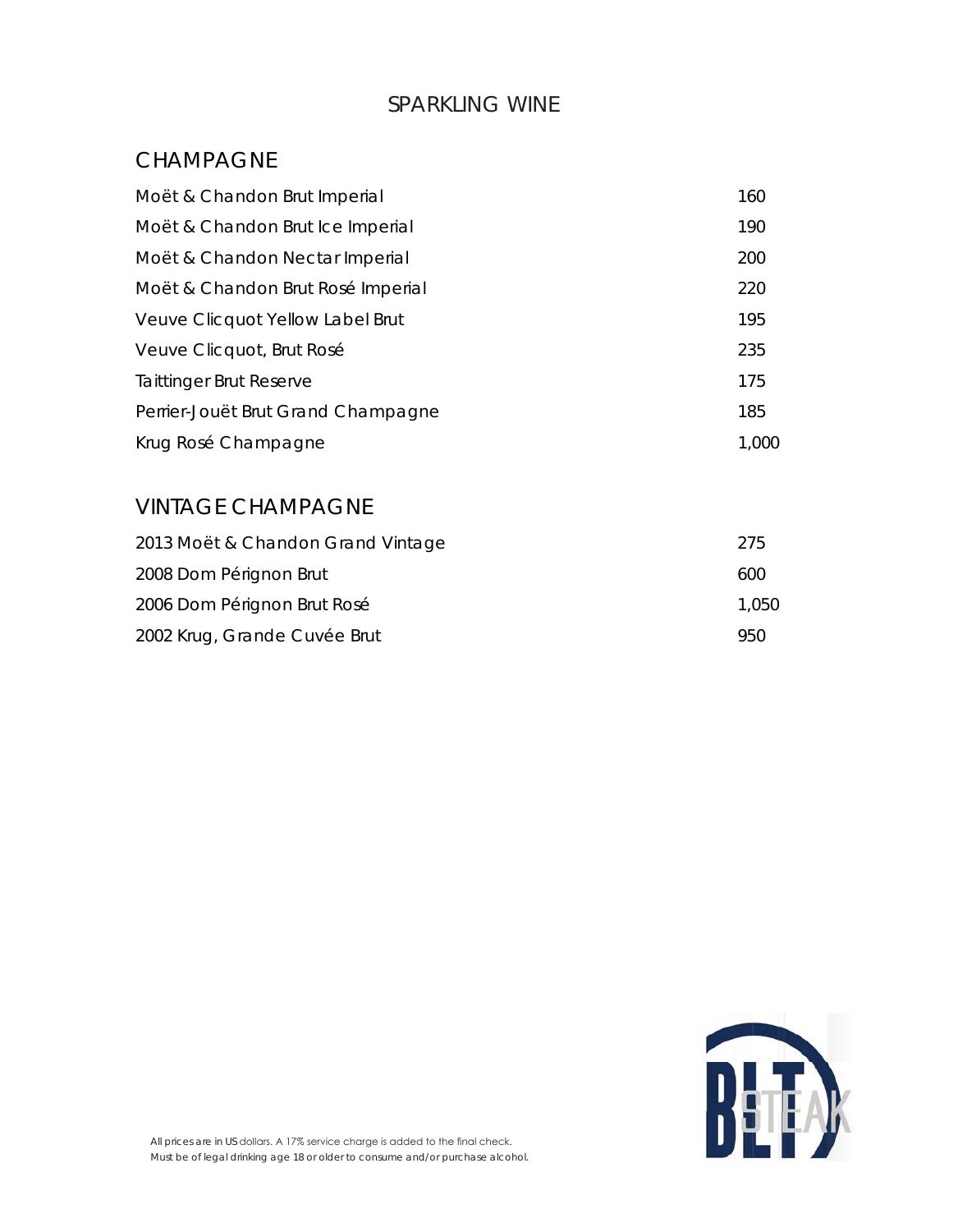# SPARKLING WINE

## CHAMPAGNE

| | |
|---|---|
| Moët & Chandon Brut Imperial | 160 |
| Moët & Chandon Brut Ice Imperial | 190 |
| Moët & Chandon Nectar Imperial | 200 |
| Moët & Chandon Brut Rosé Imperial | 220 |
| Veuve Clicquot Yellow Label Brut | 195 |
| Veuve Clicquot, Brut Rosé | 235 |
| Taittinger Brut Reserve | 175 |
| Perrier-Jouët Brut Grand Champagne | 185 |
| Krug Rosé Champagne | 1,000 |

## VINTAGE CHAMPAGNE

| | |
|---|---|
| 2013 Moët & Chandon Grand Vintage | 275 |
| 2008 Dom Pérignon Brut | 600 |
| 2006 Dom Pérignon Brut Rosé | 1,050 |
| 2002 Krug, Grande Cuvée Brut | 950 |

*All prices are in US dollars. A 17% service charge is added to the final check.*
*Must be of legal drinking age 18 or older to consume and/or purchase alcohol.*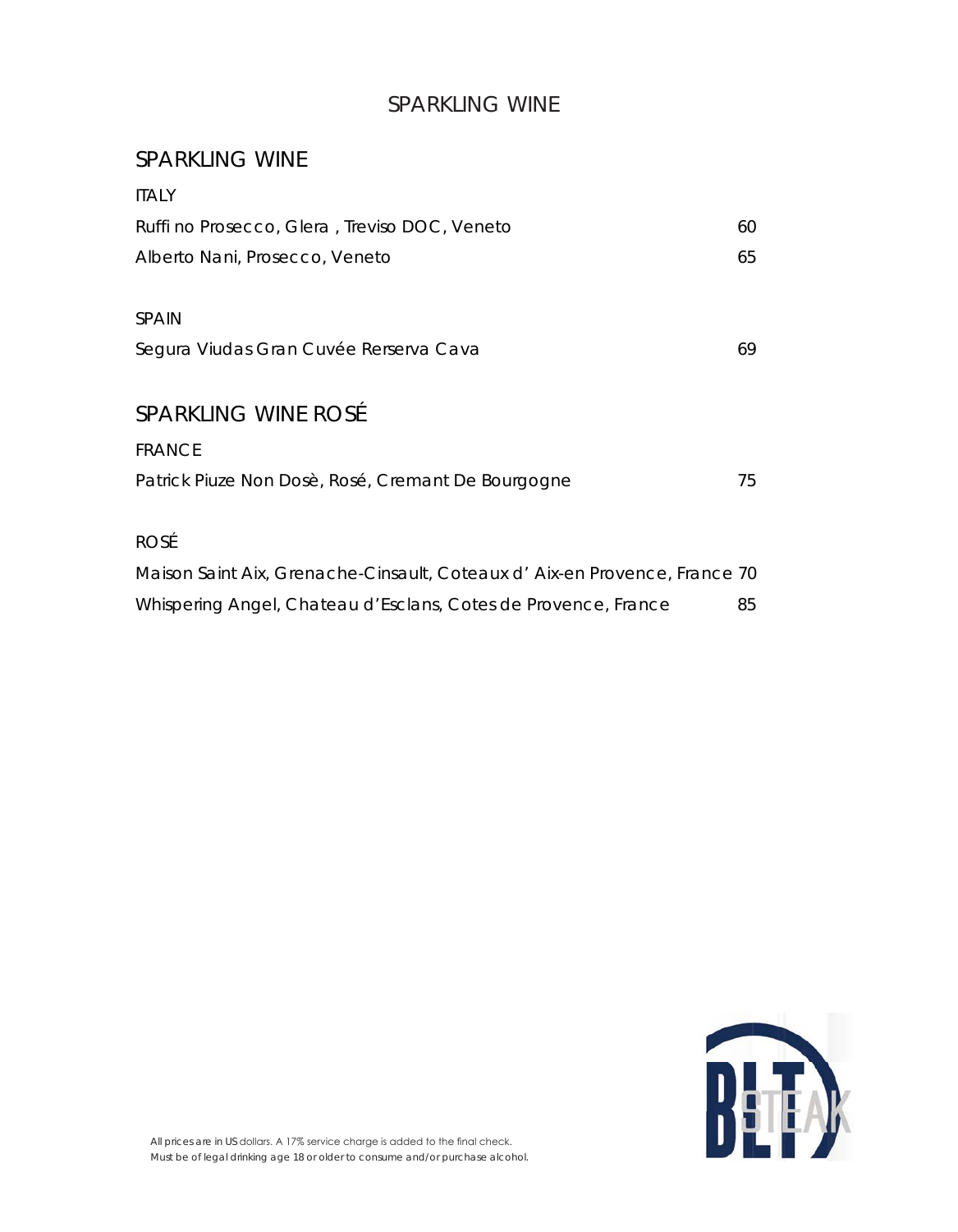# SPARKLING WINE

## SPARKLING WINE

### ITALY

| | |
|---|---|
| Ruffi no Prosecco, Glera , Treviso DOC, Veneto | 60 |
| Alberto Nani, Prosecco, Veneto | 65 |

### SPAIN

| | |
|---|---|
| Segura Viudas Gran Cuvée Rerserva Cava | 69 |

## SPARKLING WINE ROSÉ

### FRANCE

| | |
|---|---|
| Patrick Piuze Non Dosè, Rosé, Cremant De Bourgogne | 75 |

### ROSÉ

| | |
|---|---|
| Maison Saint Aix, Grenache-Cinsault, Coteaux d' Aix-en Provence, France | 70 |
| Whispering Angel, Chateau d'Esclans, Cotes de Provence, France | 85 |

All prices are in US dollars. A 17% service charge is added to the final check.
*Must be of legal drinking age 18 or older to consume and/or purchase alcohol.*